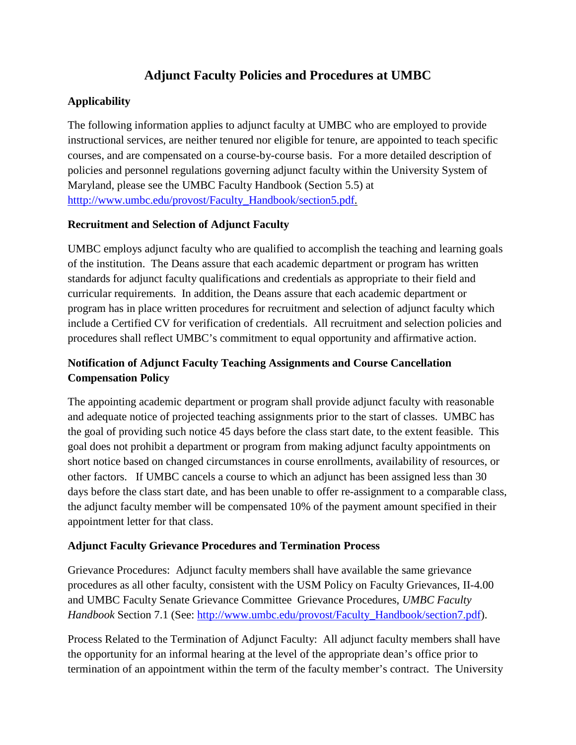# Adjunct Faculty Policies and Procedures at UMBC

## Applicability

The following information applies to adjunct faculty at UMBC who are employed to provide instructional services, are neither tenured nor eligible for tenure, are appointed to teach specific courses, and are compensated on a course-by-course basis. For a more detailed description of policies and personnel regulations governing adjunct faculty within the University System of Maryland, please see the UMBC Faculty Handbook (Section 5.5) at htttp://www.umbc.edu/provost/Faculty_Handbook/section5.pdf.

## Recruitment and Selection of Adjunct Faculty

UMBC employs adjunct faculty who are qualified to accomplish the teaching and learning goals of the institution. The Deans assure that each academic department or program has written standards for adjunct faculty qualifications and credentials as appropriate to their field and curricular requirements. In addition, the Deans assure that each academic department or program has in place written procedures for recruitment and selection of adjunct faculty which include a Certified CV for verification of credentials. All recruitment and selection policies and procedures shall reflect UMBC's commitment to equal opportunity and affirmative action.

## Notification of Adjunct Faculty Teaching Assignments and Course Cancellation Compensation Policy

The appointing academic department or program shall provide adjunct faculty with reasonable and adequate notice of projected teaching assignments prior to the start of classes. UMBC has the goal of providing such notice 45 days before the class start date, to the extent feasible. This goal does not prohibit a department or program from making adjunct faculty appointments on short notice based on changed circumstances in course enrollments, availability of resources, or other factors. If UMBC cancels a course to which an adjunct has been assigned less than 30 days before the class start date, and has been unable to offer re-assignment to a comparable class, the adjunct faculty member will be compensated 10% of the payment amount specified in their appointment letter for that class.

## Adjunct Faculty Grievance Procedures and Termination Process

Grievance Procedures: Adjunct faculty members shall have available the same grievance procedures as all other faculty, consistent with the USM Policy on Faculty Grievances, II-4.00 and UMBC Faculty Senate Grievance Committee Grievance Procedures, *UMBC Faculty Handbook* Section 7.1 (See: http://www.umbc.edu/provost/Faculty_Handbook/section7.pdf).

Process Related to the Termination of Adjunct Faculty: All adjunct faculty members shall have the opportunity for an informal hearing at the level of the appropriate dean's office prior to termination of an appointment within the term of the faculty member's contract. The University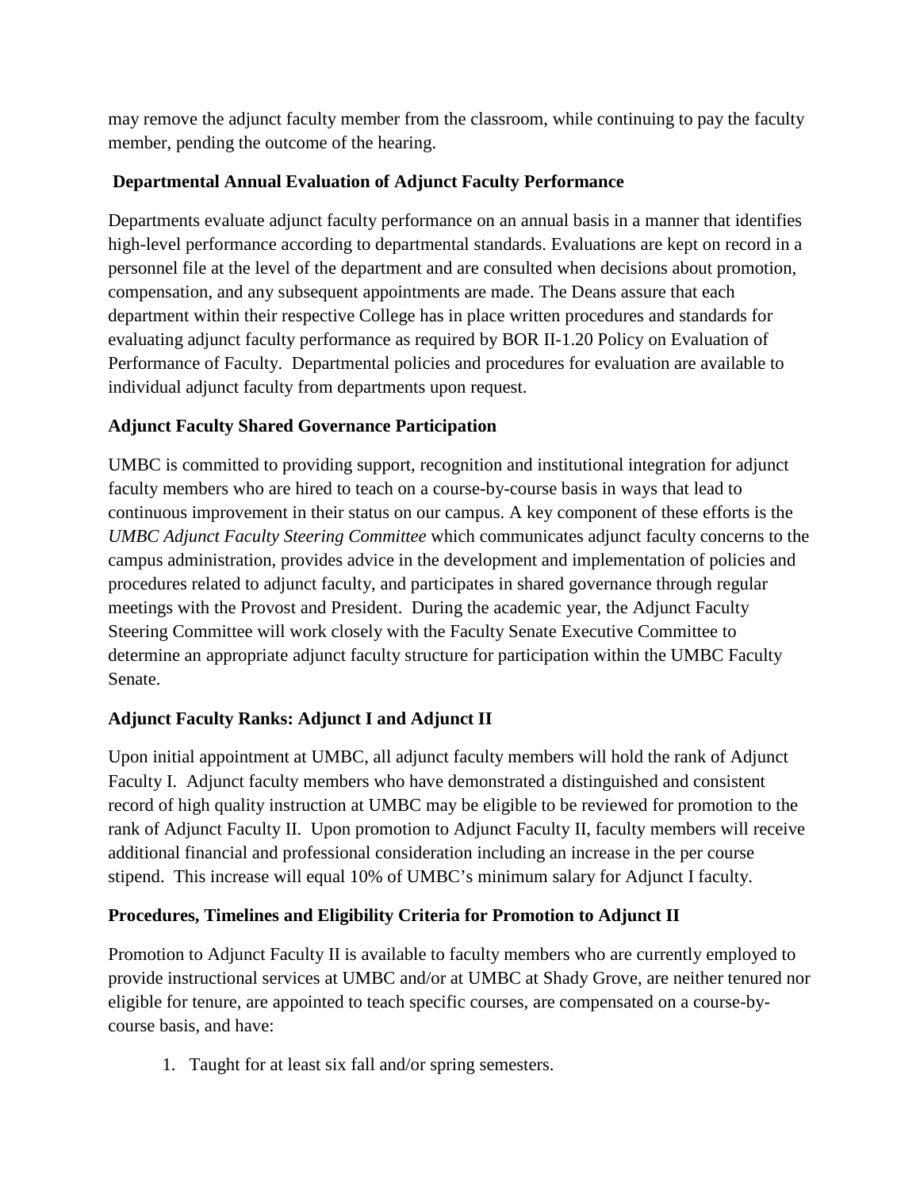may remove the adjunct faculty member from the classroom, while continuing to pay the faculty member, pending the outcome of the hearing.

### Departmental Annual Evaluation of Adjunct Faculty Performance

Departments evaluate adjunct faculty performance on an annual basis in a manner that identifies high-level performance according to departmental standards. Evaluations are kept on record in a personnel file at the level of the department and are consulted when decisions about promotion, compensation, and any subsequent appointments are made. The Deans assure that each department within their respective College has in place written procedures and standards for evaluating adjunct faculty performance as required by BOR II-1.20 Policy on Evaluation of Performance of Faculty. Departmental policies and procedures for evaluation are available to individual adjunct faculty from departments upon request.

### Adjunct Faculty Shared Governance Participation

UMBC is committed to providing support, recognition and institutional integration for adjunct faculty members who are hired to teach on a course-by-course basis in ways that lead to continuous improvement in their status on our campus. A key component of these efforts is the *UMBC Adjunct Faculty Steering Committee* which communicates adjunct faculty concerns to the campus administration, provides advice in the development and implementation of policies and procedures related to adjunct faculty, and participates in shared governance through regular meetings with the Provost and President. During the academic year, the Adjunct Faculty Steering Committee will work closely with the Faculty Senate Executive Committee to determine an appropriate adjunct faculty structure for participation within the UMBC Faculty Senate.

### Adjunct Faculty Ranks: Adjunct I and Adjunct II

Upon initial appointment at UMBC, all adjunct faculty members will hold the rank of Adjunct Faculty I. Adjunct faculty members who have demonstrated a distinguished and consistent record of high quality instruction at UMBC may be eligible to be reviewed for promotion to the rank of Adjunct Faculty II. Upon promotion to Adjunct Faculty II, faculty members will receive additional financial and professional consideration including an increase in the per course stipend. This increase will equal 10% of UMBC's minimum salary for Adjunct I faculty.

### Procedures, Timelines and Eligibility Criteria for Promotion to Adjunct II

Promotion to Adjunct Faculty II is available to faculty members who are currently employed to provide instructional services at UMBC and/or at UMBC at Shady Grove, are neither tenured nor eligible for tenure, are appointed to teach specific courses, are compensated on a course-by-course basis, and have:

1. Taught for at least six fall and/or spring semesters.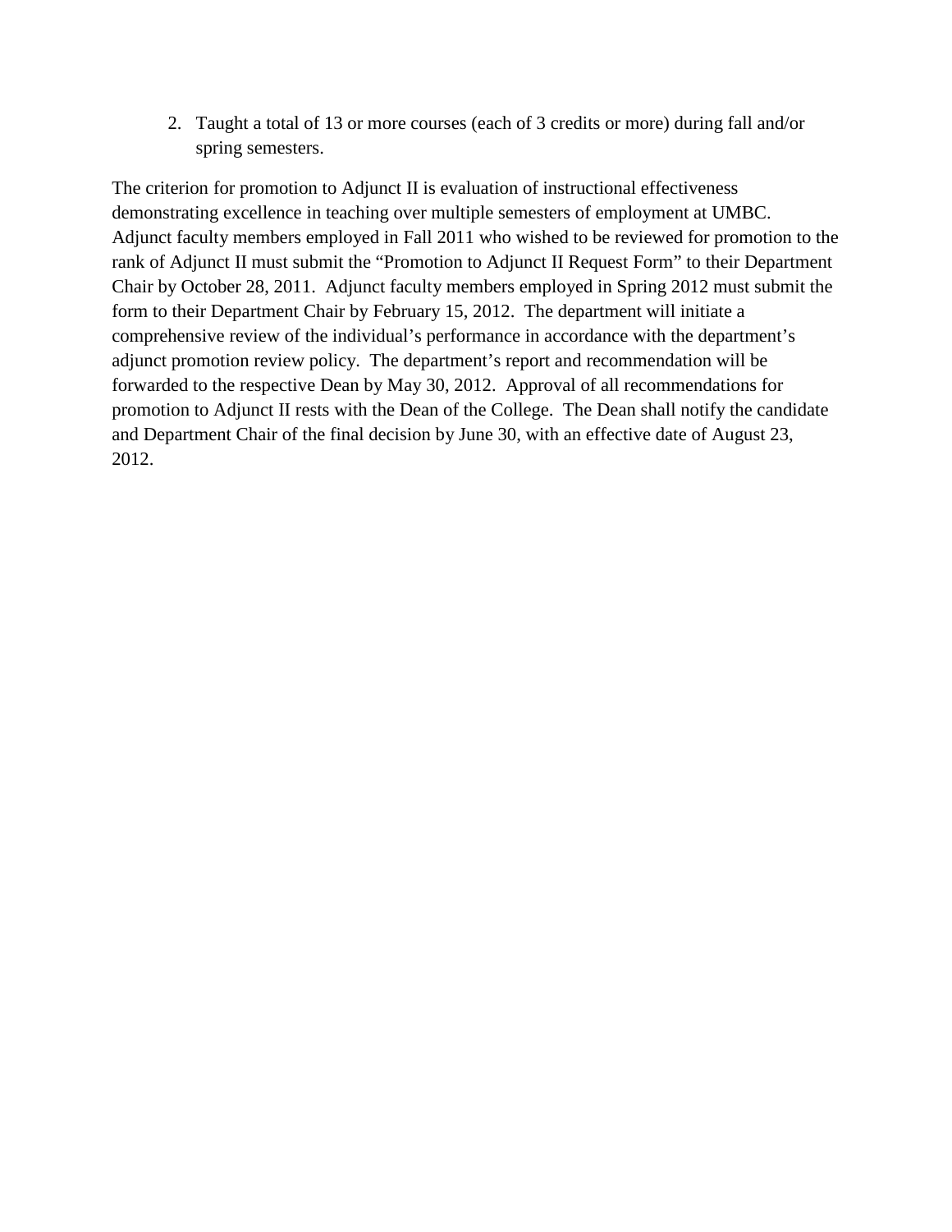2. Taught a total of 13 or more courses (each of 3 credits or more) during fall and/or spring semesters.

The criterion for promotion to Adjunct II is evaluation of instructional effectiveness demonstrating excellence in teaching over multiple semesters of employment at UMBC. Adjunct faculty members employed in Fall 2011 who wished to be reviewed for promotion to the rank of Adjunct II must submit the "Promotion to Adjunct II Request Form" to their Department Chair by October 28, 2011. Adjunct faculty members employed in Spring 2012 must submit the form to their Department Chair by February 15, 2012. The department will initiate a comprehensive review of the individual's performance in accordance with the department's adjunct promotion review policy. The department's report and recommendation will be forwarded to the respective Dean by May 30, 2012. Approval of all recommendations for promotion to Adjunct II rests with the Dean of the College. The Dean shall notify the candidate and Department Chair of the final decision by June 30, with an effective date of August 23, 2012.